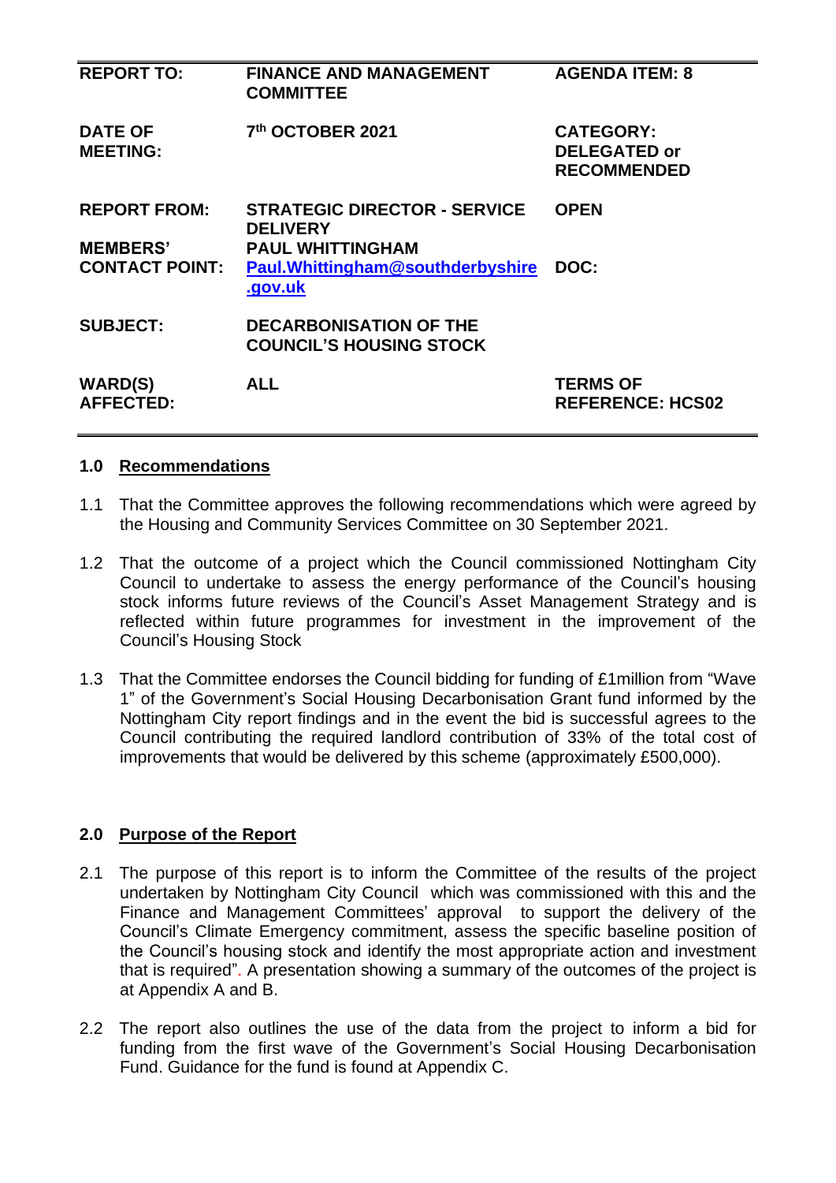| | | |
|---|---|---|
| **REPORT TO:** | **FINANCE AND MANAGEMENT COMMITTEE** | **AGENDA ITEM: 8** |
| **DATE OF MEETING:** | **7th OCTOBER 2021** | **CATEGORY: DELEGATED or RECOMMENDED** |
| **REPORT FROM:** | **STRATEGIC DIRECTOR - SERVICE DELIVERY** | **OPEN** |
| **MEMBERS' CONTACT POINT:** | **PAUL WHITTINGHAM** **Paul.Whittingham@southderbyshire.gov.uk** | **DOC:** |
| **SUBJECT:** | **DECARBONISATION OF THE COUNCIL'S HOUSING STOCK** | |
| **WARD(S) AFFECTED:** | **ALL** | **TERMS OF REFERENCE: HCS02** |

## 1.0 Recommendations

1.1 That the Committee approves the following recommendations which were agreed by the Housing and Community Services Committee on 30 September 2021.

1.2 That the outcome of a project which the Council commissioned Nottingham City Council to undertake to assess the energy performance of the Council's housing stock informs future reviews of the Council's Asset Management Strategy and is reflected within future programmes for investment in the improvement of the Council's Housing Stock

1.3 That the Committee endorses the Council bidding for funding of £1million from "Wave 1" of the Government's Social Housing Decarbonisation Grant fund informed by the Nottingham City report findings and in the event the bid is successful agrees to the Council contributing the required landlord contribution of 33% of the total cost of improvements that would be delivered by this scheme (approximately £500,000).

## 2.0 Purpose of the Report

2.1 The purpose of this report is to inform the Committee of the results of the project undertaken by Nottingham City Council which was commissioned with this and the Finance and Management Committees' approval to support the delivery of the Council's Climate Emergency commitment, assess the specific baseline position of the Council's housing stock and identify the most appropriate action and investment that is required". A presentation showing a summary of the outcomes of the project is at Appendix A and B.

2.2 The report also outlines the use of the data from the project to inform a bid for funding from the first wave of the Government's Social Housing Decarbonisation Fund. Guidance for the fund is found at Appendix C.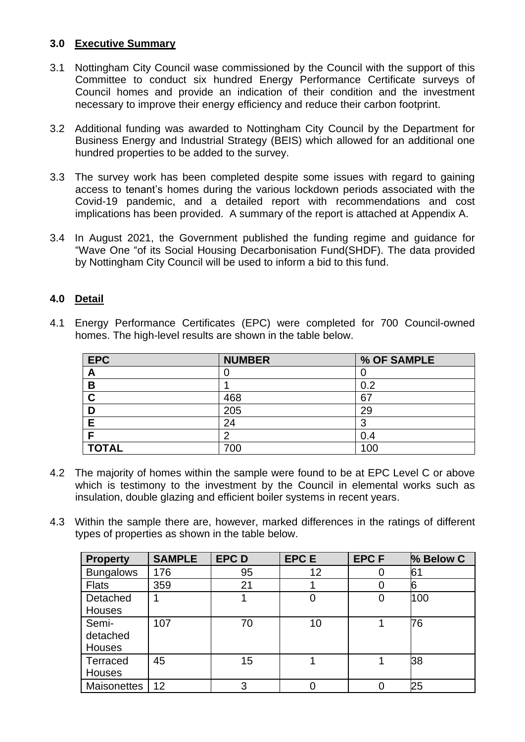### 3.0 Executive Summary

3.1 Nottingham City Council wase commissioned by the Council with the support of this Committee to conduct six hundred Energy Performance Certificate surveys of Council homes and provide an indication of their condition and the investment necessary to improve their energy efficiency and reduce their carbon footprint.

3.2 Additional funding was awarded to Nottingham City Council by the Department for Business Energy and Industrial Strategy (BEIS) which allowed for an additional one hundred properties to be added to the survey.

3.3 The survey work has been completed despite some issues with regard to gaining access to tenant's homes during the various lockdown periods associated with the Covid-19 pandemic, and a detailed report with recommendations and cost implications has been provided. A summary of the report is attached at Appendix A.

3.4 In August 2021, the Government published the funding regime and guidance for "Wave One "of its Social Housing Decarbonisation Fund(SHDF). The data provided by Nottingham City Council will be used to inform a bid to this fund.

### 4.0 Detail

4.1 Energy Performance Certificates (EPC) were completed for 700 Council-owned homes. The high-level results are shown in the table below.

| EPC | NUMBER | % OF SAMPLE |
|---|---|---|
| A | 0 | 0 |
| B | 1 | 0.2 |
| C | 468 | 67 |
| D | 205 | 29 |
| E | 24 | 3 |
| F | 2 | 0.4 |
| TOTAL | 700 | 100 |

4.2 The majority of homes within the sample were found to be at EPC Level C or above which is testimony to the investment by the Council in elemental works such as insulation, double glazing and efficient boiler systems in recent years.

4.3 Within the sample there are, however, marked differences in the ratings of different types of properties as shown in the table below.

| Property | SAMPLE | EPC D | EPC E | EPC F | % Below C |
|---|---|---|---|---|---|
| Bungalows | 176 | 95 | 12 | 0 | 61 |
| Flats | 359 | 21 | 1 | 0 | 6 |
| Detached Houses | 1 | 1 | 0 | 0 | 100 |
| Semi-detached Houses | 107 | 70 | 10 | 1 | 76 |
| Terraced Houses | 45 | 15 | 1 | 1 | 38 |
| Maisonettes | 12 | 3 | 0 | 0 | 25 |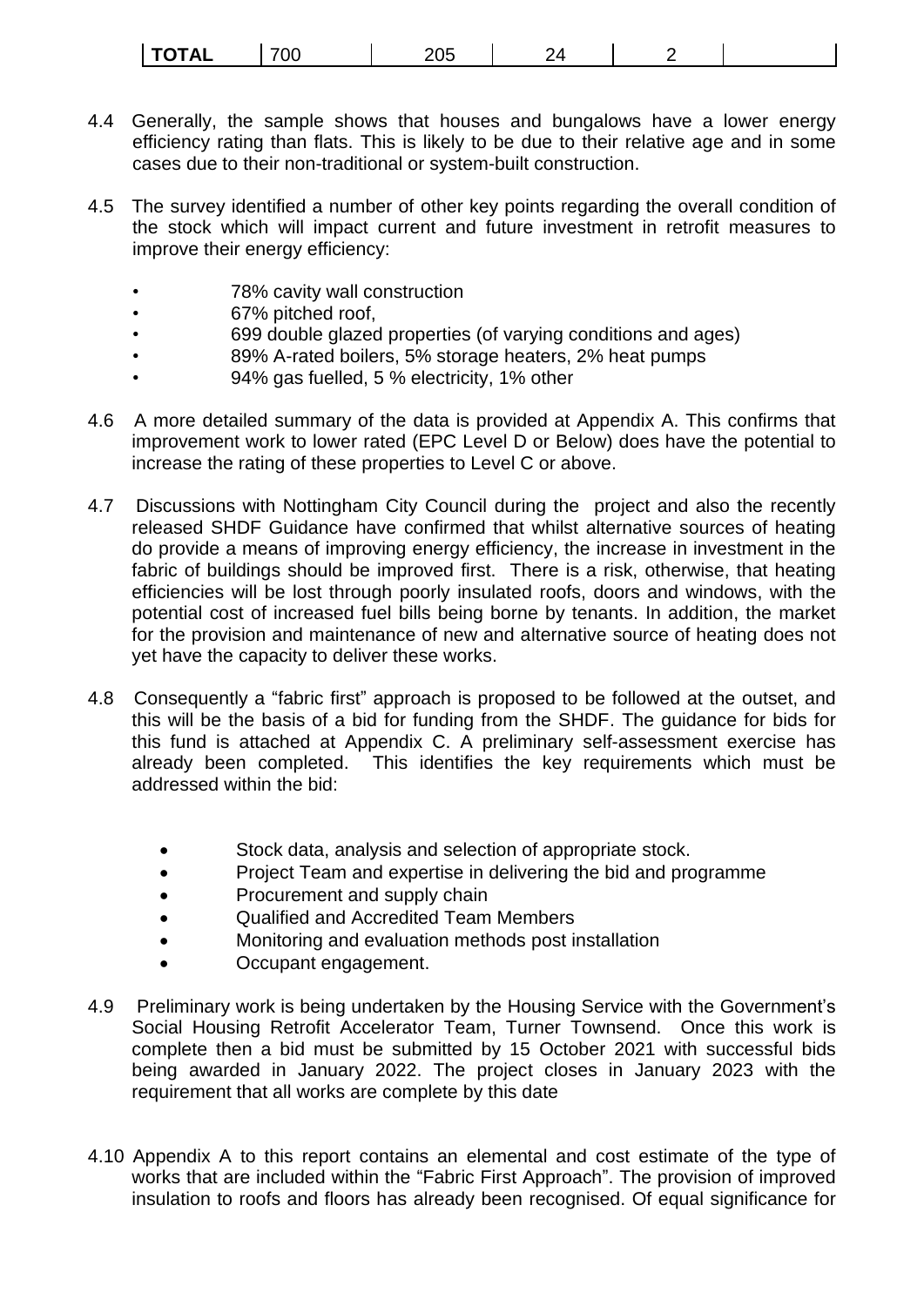| TOTAL | 700 | 205 | 24 | 2 | |
|---|---|---|---|---|---|

4.4 Generally, the sample shows that houses and bungalows have a lower energy efficiency rating than flats. This is likely to be due to their relative age and in some cases due to their non-traditional or system-built construction.

4.5 The survey identified a number of other key points regarding the overall condition of the stock which will impact current and future investment in retrofit measures to improve their energy efficiency:

- 78% cavity wall construction
- 67% pitched roof,
- 699 double glazed properties (of varying conditions and ages)
- 89% A-rated boilers, 5% storage heaters, 2% heat pumps
- 94% gas fuelled, 5 % electricity, 1% other

4.6 A more detailed summary of the data is provided at Appendix A. This confirms that improvement work to lower rated (EPC Level D or Below) does have the potential to increase the rating of these properties to Level C or above.

4.7 Discussions with Nottingham City Council during the project and also the recently released SHDF Guidance have confirmed that whilst alternative sources of heating do provide a means of improving energy efficiency, the increase in investment in the fabric of buildings should be improved first. There is a risk, otherwise, that heating efficiencies will be lost through poorly insulated roofs, doors and windows, with the potential cost of increased fuel bills being borne by tenants. In addition, the market for the provision and maintenance of new and alternative source of heating does not yet have the capacity to deliver these works.

4.8 Consequently a "fabric first" approach is proposed to be followed at the outset, and this will be the basis of a bid for funding from the SHDF. The guidance for bids for this fund is attached at Appendix C. A preliminary self-assessment exercise has already been completed. This identifies the key requirements which must be addressed within the bid:

- Stock data, analysis and selection of appropriate stock.
- Project Team and expertise in delivering the bid and programme
- Procurement and supply chain
- Qualified and Accredited Team Members
- Monitoring and evaluation methods post installation
- Occupant engagement.

4.9 Preliminary work is being undertaken by the Housing Service with the Government's Social Housing Retrofit Accelerator Team, Turner Townsend. Once this work is complete then a bid must be submitted by 15 October 2021 with successful bids being awarded in January 2022. The project closes in January 2023 with the requirement that all works are complete by this date

4.10 Appendix A to this report contains an elemental and cost estimate of the type of works that are included within the "Fabric First Approach". The provision of improved insulation to roofs and floors has already been recognised. Of equal significance for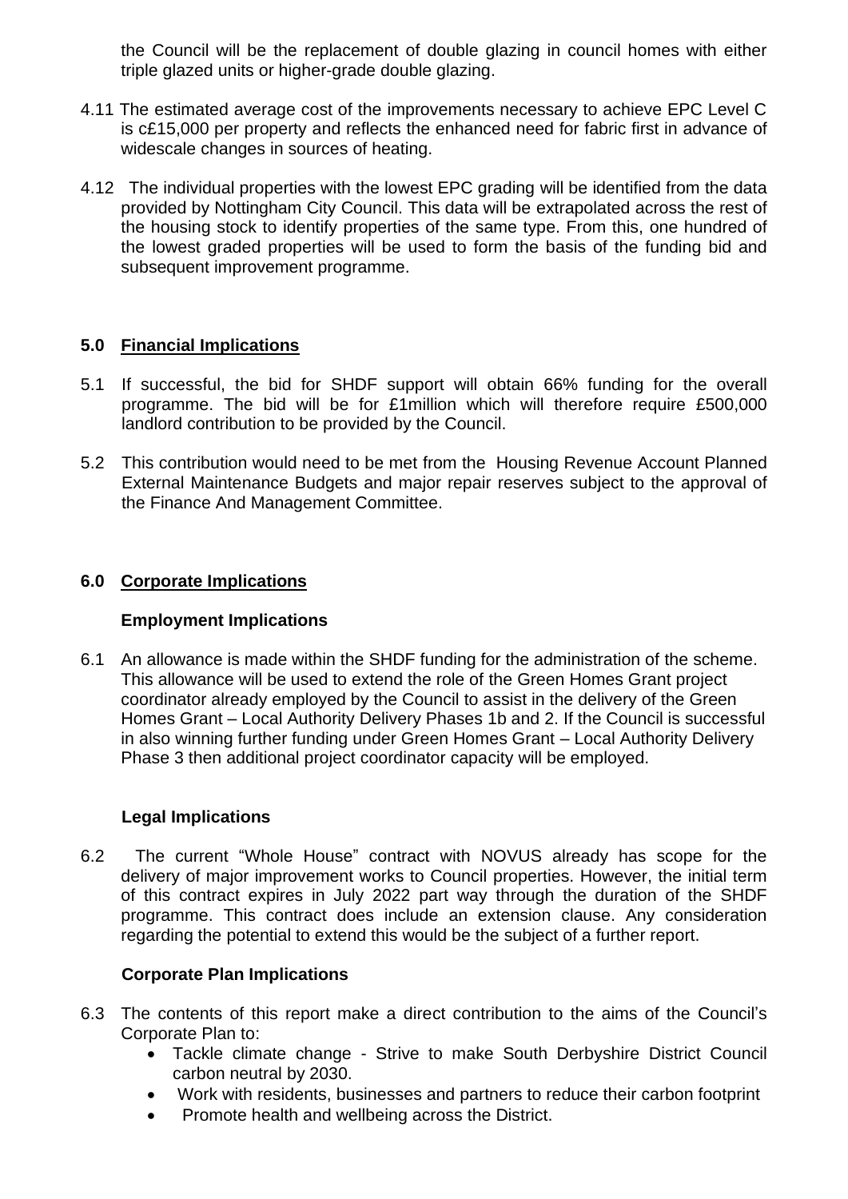the Council will be the replacement of double glazing in council homes with either triple glazed units or higher-grade double glazing.

4.11 The estimated average cost of the improvements necessary to achieve EPC Level C is c£15,000 per property and reflects the enhanced need for fabric first in advance of widescale changes in sources of heating.

4.12 The individual properties with the lowest EPC grading will be identified from the data provided by Nottingham City Council. This data will be extrapolated across the rest of the housing stock to identify properties of the same type. From this, one hundred of the lowest graded properties will be used to form the basis of the funding bid and subsequent improvement programme.

## 5.0 Financial Implications

5.1 If successful, the bid for SHDF support will obtain 66% funding for the overall programme. The bid will be for £1million which will therefore require £500,000 landlord contribution to be provided by the Council.

5.2 This contribution would need to be met from the Housing Revenue Account Planned External Maintenance Budgets and major repair reserves subject to the approval of the Finance And Management Committee.

## 6.0 Corporate Implications

### Employment Implications

6.1 An allowance is made within the SHDF funding for the administration of the scheme. This allowance will be used to extend the role of the Green Homes Grant project coordinator already employed by the Council to assist in the delivery of the Green Homes Grant – Local Authority Delivery Phases 1b and 2. If the Council is successful in also winning further funding under Green Homes Grant – Local Authority Delivery Phase 3 then additional project coordinator capacity will be employed.

### Legal Implications

6.2 The current "Whole House" contract with NOVUS already has scope for the delivery of major improvement works to Council properties. However, the initial term of this contract expires in July 2022 part way through the duration of the SHDF programme. This contract does include an extension clause. Any consideration regarding the potential to extend this would be the subject of a further report.

### Corporate Plan Implications

6.3 The contents of this report make a direct contribution to the aims of the Council's Corporate Plan to:

- Tackle climate change - Strive to make South Derbyshire District Council carbon neutral by 2030.
- Work with residents, businesses and partners to reduce their carbon footprint
- Promote health and wellbeing across the District.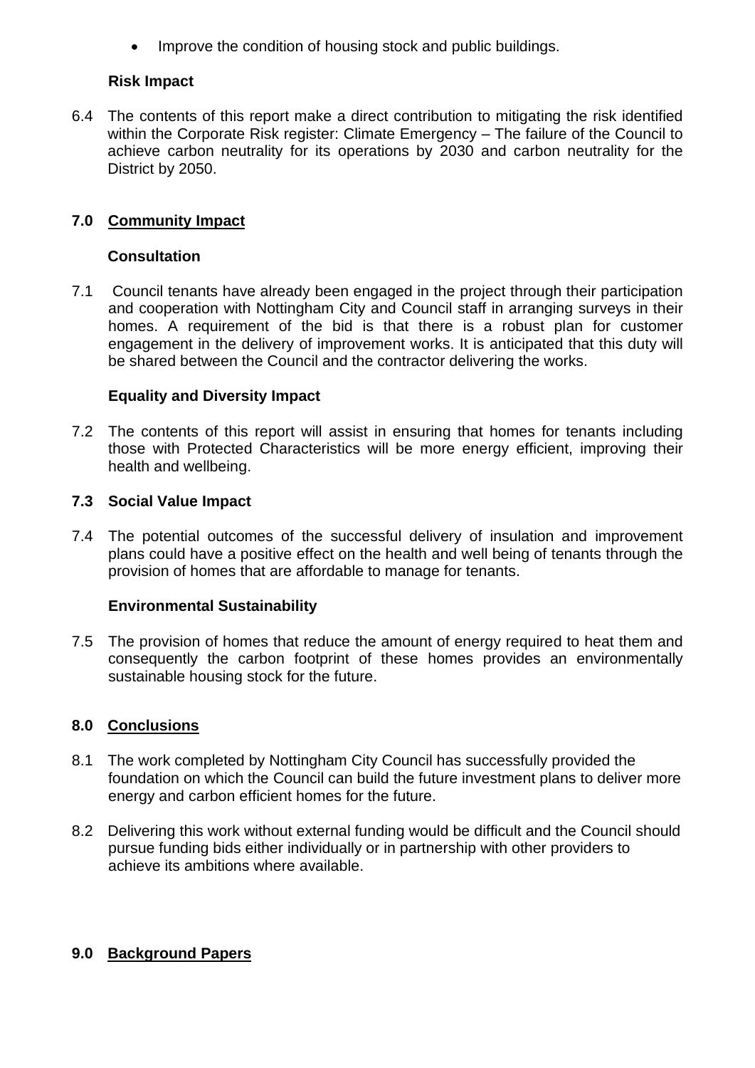- Improve the condition of housing stock and public buildings.

**Risk Impact**

6.4 The contents of this report make a direct contribution to mitigating the risk identified within the Corporate Risk register: Climate Emergency – The failure of the Council to achieve carbon neutrality for its operations by 2030 and carbon neutrality for the District by 2050.

## 7.0 Community Impact

**Consultation**

7.1 Council tenants have already been engaged in the project through their participation and cooperation with Nottingham City and Council staff in arranging surveys in their homes. A requirement of the bid is that there is a robust plan for customer engagement in the delivery of improvement works. It is anticipated that this duty will be shared between the Council and the contractor delivering the works.

**Equality and Diversity Impact**

7.2 The contents of this report will assist in ensuring that homes for tenants including those with Protected Characteristics will be more energy efficient, improving their health and wellbeing.

**7.3 Social Value Impact**

7.4 The potential outcomes of the successful delivery of insulation and improvement plans could have a positive effect on the health and well being of tenants through the provision of homes that are affordable to manage for tenants.

**Environmental Sustainability**

7.5 The provision of homes that reduce the amount of energy required to heat them and consequently the carbon footprint of these homes provides an environmentally sustainable housing stock for the future.

## 8.0 Conclusions

8.1 The work completed by Nottingham City Council has successfully provided the foundation on which the Council can build the future investment plans to deliver more energy and carbon efficient homes for the future.

8.2 Delivering this work without external funding would be difficult and the Council should pursue funding bids either individually or in partnership with other providers to achieve its ambitions where available.

## 9.0 Background Papers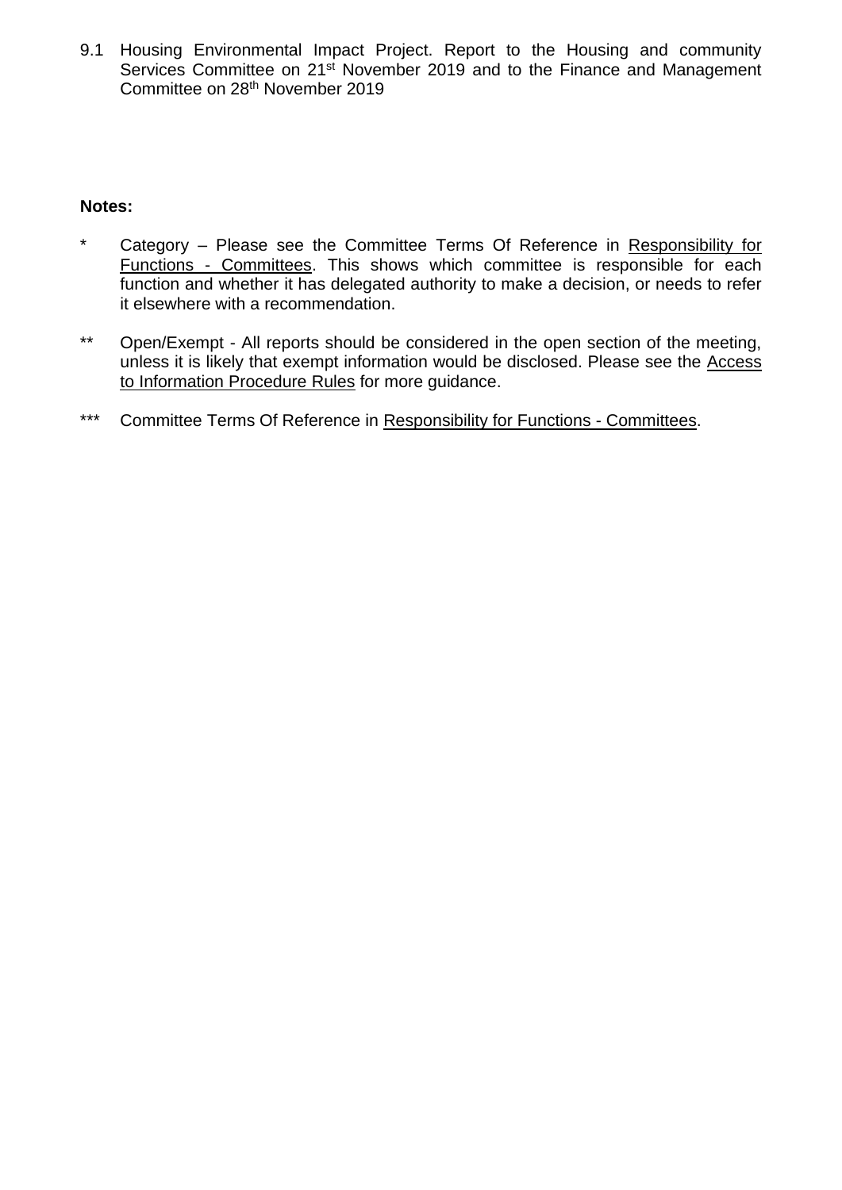9.1 Housing Environmental Impact Project. Report to the Housing and community Services Committee on 21st November 2019 and to the Finance and Management Committee on 28th November 2019

**Notes:**

\* Category – Please see the Committee Terms Of Reference in Responsibility for Functions - Committees. This shows which committee is responsible for each function and whether it has delegated authority to make a decision, or needs to refer it elsewhere with a recommendation.

\*\* Open/Exempt - All reports should be considered in the open section of the meeting, unless it is likely that exempt information would be disclosed. Please see the Access to Information Procedure Rules for more guidance.

\*\*\* Committee Terms Of Reference in Responsibility for Functions - Committees.